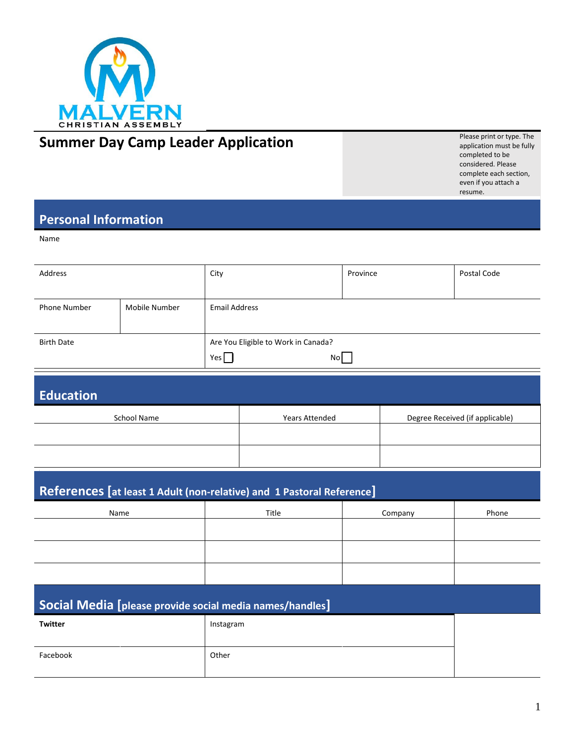MALVERN
CHRISTIAN ASSEMBLY

# Summer Day Camp Leader Application

Please print or type. The application must be fully completed to be considered. Please complete each section, even if you attach a resume.

## Personal Information

Name

| Address | | City | Province | Postal Code |
|---|---|---|---|---|
| Phone Number | Mobile Number | Email Address | | |
| Birth Date | | Are You Eligible to Work in Canada? Yes ☐ No ☐ | | |

## Education

| School Name | Years Attended | Degree Received (if applicable) |
|---|---|---|
| | | |
| | | |

## References [at least 1 Adult (non-relative) and 1 Pastoral Reference]

| Name | Title | Company | Phone |
|---|---|---|---|
| | | | |
| | | | |
| | | | |

## Social Media [please provide social media names/handles]

| **Twitter** | Instagram |
|---|---|
| Facebook | Other |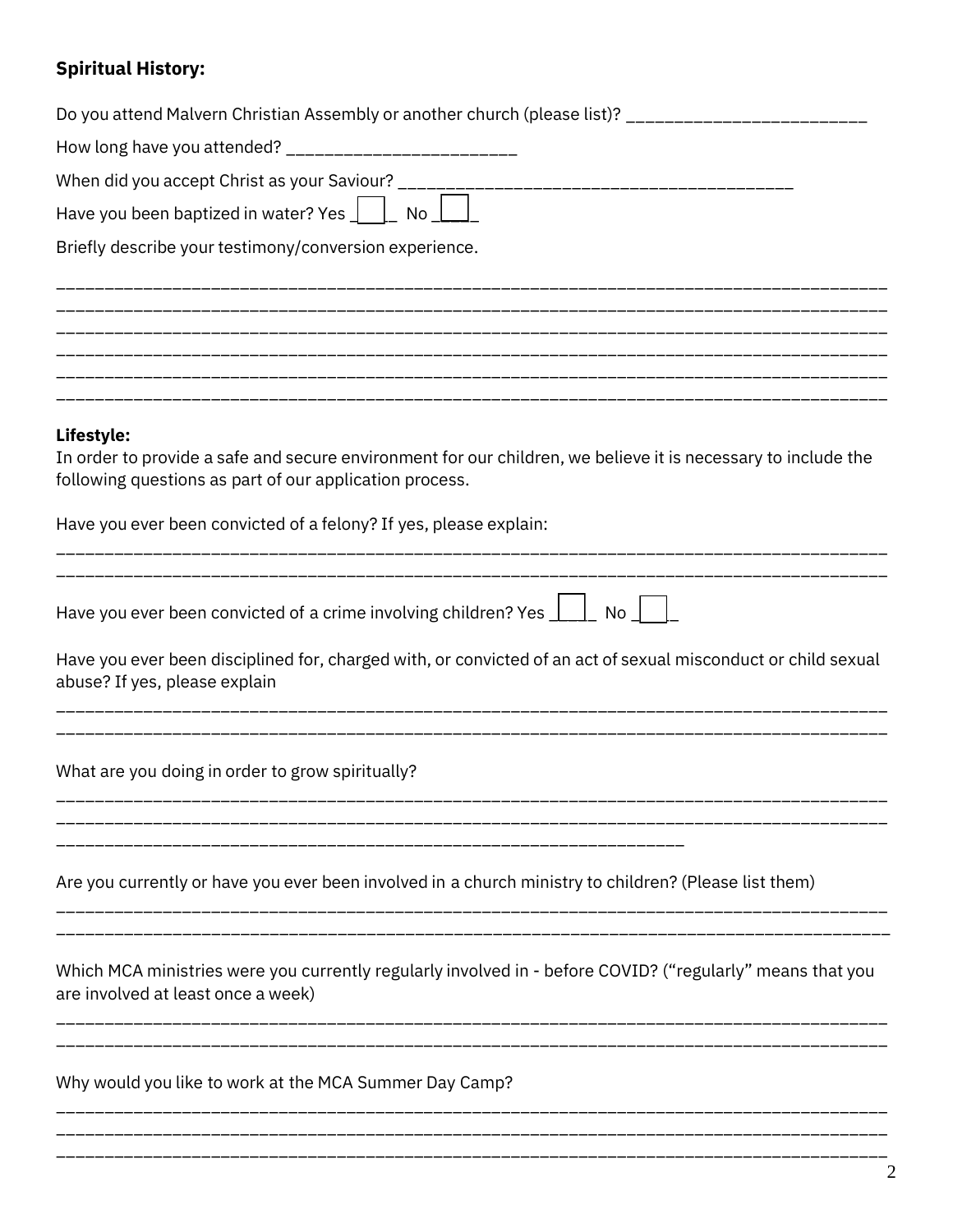**Spiritual History:**

Do you attend Malvern Christian Assembly or another church (please list)? ________________________

How long have you attended? ______________________

When did you accept Christ as your Saviour? ________________________________________

Have you been baptized in water? Yes ☐ No ☐

Briefly describe your testimony/conversion experience.

______________________________________________________________________________________
______________________________________________________________________________________
______________________________________________________________________________________
______________________________________________________________________________________
______________________________________________________________________________________
______________________________________________________________________________________

**Lifestyle:**

In order to provide a safe and secure environment for our children, we believe it is necessary to include the following questions as part of our application process.

Have you ever been convicted of a felony? If yes, please explain:

______________________________________________________________________________________
______________________________________________________________________________________

Have you ever been convicted of a crime involving children? Yes ☐ No ☐

Have you ever been disciplined for, charged with, or convicted of an act of sexual misconduct or child sexual abuse? If yes, please explain

______________________________________________________________________________________
______________________________________________________________________________________

What are you doing in order to grow spiritually?

______________________________________________________________________________________
______________________________________________________________________________________
_______________________________________________________________

Are you currently or have you ever been involved in a church ministry to children? (Please list them)

______________________________________________________________________________________
______________________________________________________________________________________

Which MCA ministries were you currently regularly involved in - before COVID? ("regularly" means that you are involved at least once a week)

______________________________________________________________________________________
______________________________________________________________________________________

Why would you like to work at the MCA Summer Day Camp?

______________________________________________________________________________________
______________________________________________________________________________________
______________________________________________________________________________________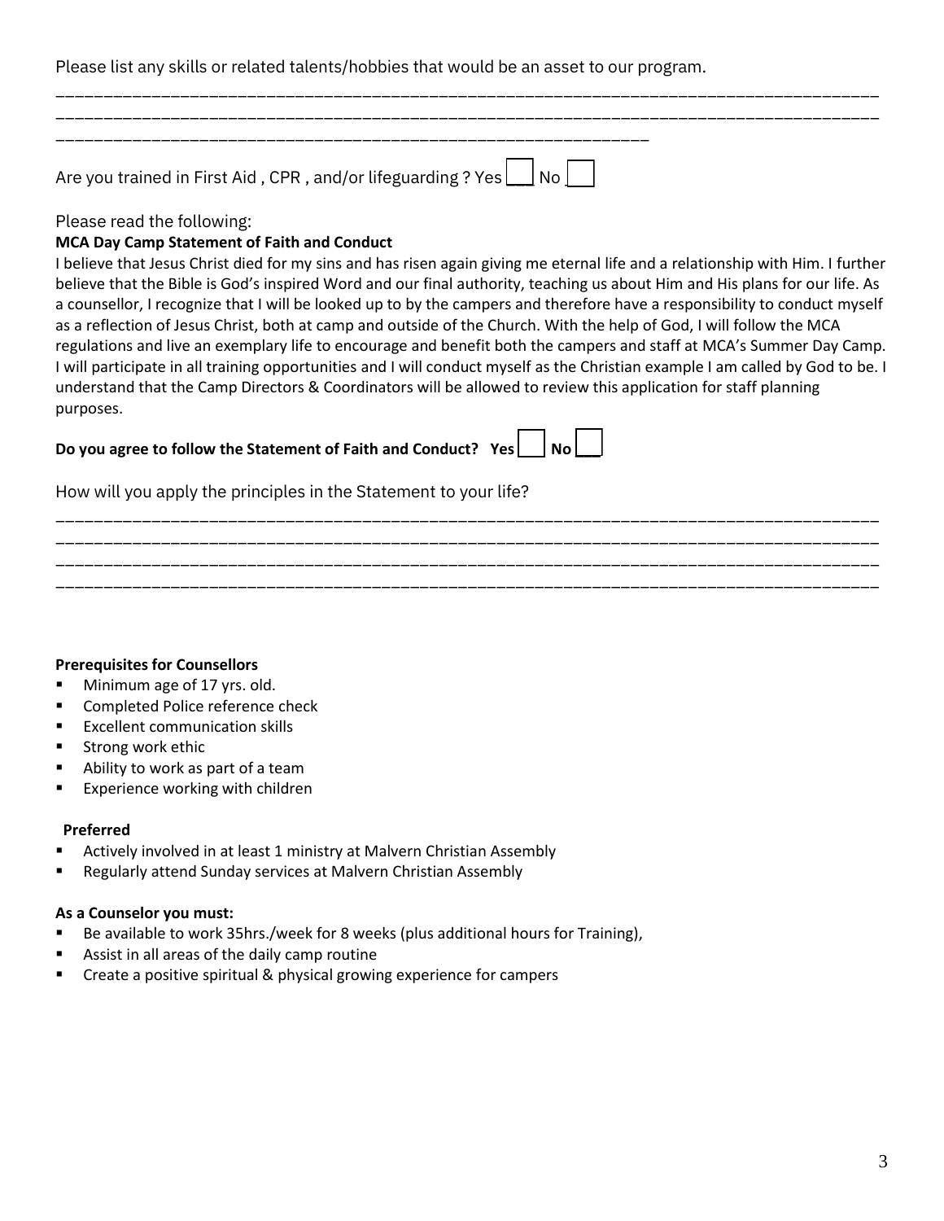Please list any skills or related talents/hobbies that would be an asset to our program.

\_\_\_\_\_\_\_\_\_\_\_\_\_\_\_\_\_\_\_\_\_\_\_\_\_\_\_\_\_\_\_\_\_\_\_\_\_\_\_\_\_\_\_\_\_\_\_\_\_\_\_\_\_\_\_\_\_\_\_\_\_\_\_\_\_\_\_\_\_\_\_\_\_\_\_\_\_\_\_\_\_\_\_\_
\_\_\_\_\_\_\_\_\_\_\_\_\_\_\_\_\_\_\_\_\_\_\_\_\_\_\_\_\_\_\_\_\_\_\_\_\_\_\_\_\_\_\_\_\_\_\_\_\_\_\_\_\_\_\_\_\_\_\_\_\_\_\_\_\_\_\_\_\_\_\_\_\_\_\_\_\_\_\_\_\_\_\_\_
\_\_\_\_\_\_\_\_\_\_\_\_\_\_\_\_\_\_\_\_\_\_\_\_\_\_\_\_\_\_\_\_\_\_\_\_\_\_\_\_\_\_\_\_\_\_\_\_\_\_\_\_\_\_\_\_\_\_\_\_\_\_\_\_

Are you trained in First Aid , CPR , and/or lifeguarding ? Yes ☐ No ☐

Please read the following:

**MCA Day Camp Statement of Faith and Conduct**

I believe that Jesus Christ died for my sins and has risen again giving me eternal life and a relationship with Him. I further believe that the Bible is God's inspired Word and our final authority, teaching us about Him and His plans for our life. As a counsellor, I recognize that I will be looked up to by the campers and therefore have a responsibility to conduct myself as a reflection of Jesus Christ, both at camp and outside of the Church. With the help of God, I will follow the MCA regulations and live an exemplary life to encourage and benefit both the campers and staff at MCA's Summer Day Camp. I will participate in all training opportunities and I will conduct myself as the Christian example I am called by God to be. I understand that the Camp Directors & Coordinators will be allowed to review this application for staff planning purposes.

**Do you agree to follow the Statement of Faith and Conduct? Yes ☐ No ☐**

How will you apply the principles in the Statement to your life?

\_\_\_\_\_\_\_\_\_\_\_\_\_\_\_\_\_\_\_\_\_\_\_\_\_\_\_\_\_\_\_\_\_\_\_\_\_\_\_\_\_\_\_\_\_\_\_\_\_\_\_\_\_\_\_\_\_\_\_\_\_\_\_\_\_\_\_\_\_\_\_\_\_\_\_\_\_\_\_\_\_\_\_\_
\_\_\_\_\_\_\_\_\_\_\_\_\_\_\_\_\_\_\_\_\_\_\_\_\_\_\_\_\_\_\_\_\_\_\_\_\_\_\_\_\_\_\_\_\_\_\_\_\_\_\_\_\_\_\_\_\_\_\_\_\_\_\_\_\_\_\_\_\_\_\_\_\_\_\_\_\_\_\_\_\_\_\_\_
\_\_\_\_\_\_\_\_\_\_\_\_\_\_\_\_\_\_\_\_\_\_\_\_\_\_\_\_\_\_\_\_\_\_\_\_\_\_\_\_\_\_\_\_\_\_\_\_\_\_\_\_\_\_\_\_\_\_\_\_\_\_\_\_\_\_\_\_\_\_\_\_\_\_\_\_\_\_\_\_\_\_\_\_
\_\_\_\_\_\_\_\_\_\_\_\_\_\_\_\_\_\_\_\_\_\_\_\_\_\_\_\_\_\_\_\_\_\_\_\_\_\_\_\_\_\_\_\_\_\_\_\_\_\_\_\_\_\_\_\_\_\_\_\_\_\_\_\_\_\_\_\_\_\_\_\_\_\_\_\_\_\_\_\_\_\_\_\_

**Prerequisites for Counsellors**

- Minimum age of 17 yrs. old.
- Completed Police reference check
- Excellent communication skills
- Strong work ethic
- Ability to work as part of a team
- Experience working with children

**Preferred**

- Actively involved in at least 1 ministry at Malvern Christian Assembly
- Regularly attend Sunday services at Malvern Christian Assembly

**As a Counselor you must:**

- Be available to work 35hrs./week for 8 weeks (plus additional hours for Training),
- Assist in all areas of the daily camp routine
- Create a positive spiritual & physical growing experience for campers